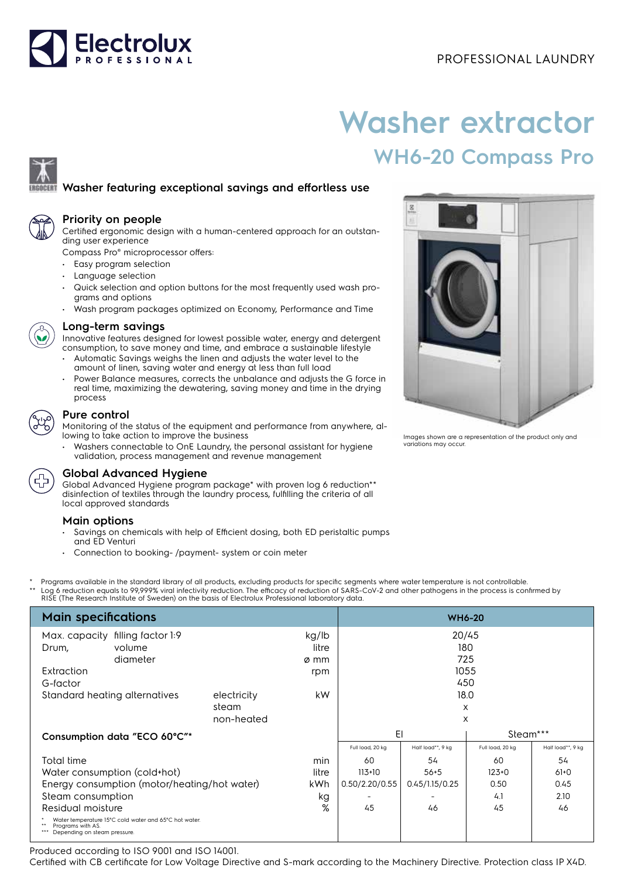Electrolux PROFESSIONAL

PROFESSIONAL LAUNDRY

# Washer extractor

## WH6-20 Compass Pro

### Washer featuring exceptional savings and effortless use

### Priority on people

Certified ergonomic design with a human-centered approach for an outstanding user experience

Compass Pro® microprocessor offers:

- Easy program selection
- Language selection
- Quick selection and option buttons for the most frequently used wash programs and options
- Wash program packages optimized on Economy, Performance and Time

### Long-term savings

Innovative features designed for lowest possible water, energy and detergent consumption, to save money and time, and embrace a sustainable lifestyle

- Automatic Savings weighs the linen and adjusts the water level to the amount of linen, saving water and energy at less than full load
- Power Balance measures, corrects the unbalance and adjusts the G force in real time, maximizing the dewatering, saving money and time in the drying process

### Pure control

Monitoring of the status of the equipment and performance from anywhere, allowing to take action to improve the business

- Washers connectable to OnE Laundry, the personal assistant for hygiene validation, process management and revenue management

### Global Advanced Hygiene

Global Advanced Hygiene program package* with proven log 6 reduction** disinfection of textiles through the laundry process, fulfilling the criteria of all local approved standards

### Main options

- Savings on chemicals with help of Efficient dosing, both ED peristaltic pumps and ED Venturi
- Connection to booking- /payment- system or coin meter

Images shown are a representation of the product only and variations may occur.

\* Programs available in the standard library of all products, excluding products for specific segments where water temperature is not controllable.
\*\* Log 6 reduction equals to 99,999% viral infectivity reduction. The efficacy of reduction of SARS-CoV-2 and other pathogens in the process is confirmed by RISE (The Research Institute of Sweden) on the basis of Electrolux Professional laboratory data.

| Main specifications | | | | WH6-20 | | | |
|---|---|---|---|---|---|---|---|
| Max. capacity | filling factor 1:9 | | kg/lb | 20/45 | | | |
| Drum, | volume | | litre | 180 | | | |
| | diameter | | ø mm | 725 | | | |
| Extraction | | | rpm | 1055 | | | |
| G-factor | | | | 450 | | | |
| Standard heating alternatives | | electricity | kW | 18.0 | | | |
| | | steam | | x | | | |
| | | non-heated | | x | | | |
| Consumption data "ECO 60°C"* | | | | El | | Steam*** | |
| | | | | Full load, 20 kg | Half load**, 9 kg | Full load, 20 kg | Half load**, 9 kg |
| Total time | | | min | 60 | 54 | 60 | 54 |
| Water consumption (cold+hot) | | | litre | 113+10 | 56+5 | 123+0 | 61+0 |
| Energy consumption (motor/heating/hot water) | | | kWh | 0.50/2.20/0.55 | 0.45/1.15/0.25 | 0.50 | 0.45 |
| Steam consumption | | | kg | - | - | 4.1 | 2.10 |
| Residual moisture | | | % | 45 | 46 | 45 | 46 |

\* Water temperature 15°C cold water and 65°C hot water.
\*\* Programs with AS.
\*\*\* Depending on steam pressure.

Produced according to ISO 9001 and ISO 14001.
Certified with CB certificate for Low Voltage Directive and S-mark according to the Machinery Directive. Protection class IP X4D.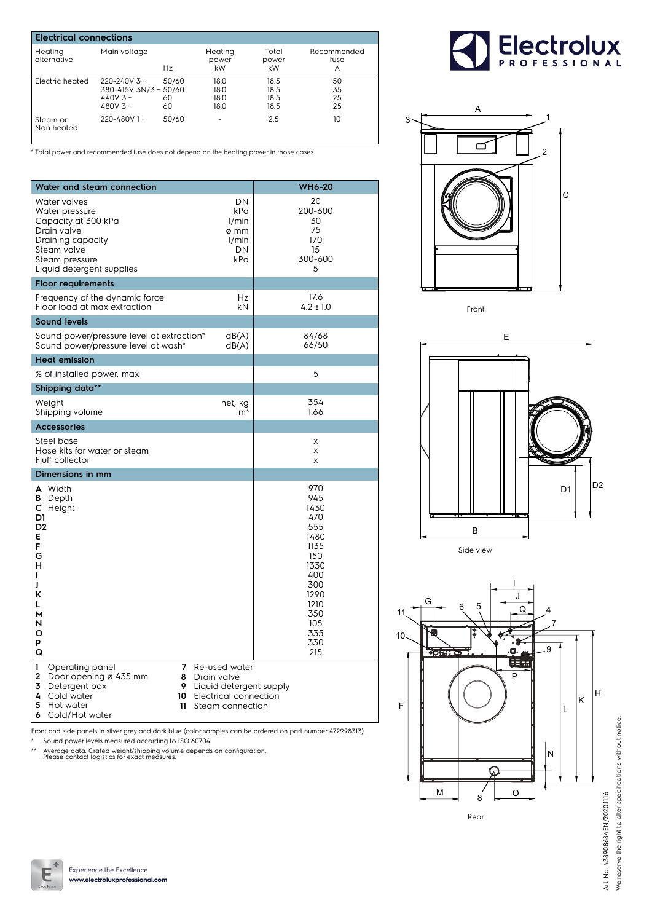## Electrical connections

| Heating alternative | Main voltage | Hz | Heating power kW | Total power kW | Recommended fuse A |
|---|---|---|---|---|---|
| Electric heated | 220-240V 3 ~ | 50/60 | 18.0 | 18.5 | 50 |
| | 380-415V 3N/3 ~ | 50/60 | 18.0 | 18.5 | 35 |
| | 440V 3 ~ | 60 | 18.0 | 18.5 | 25 |
| | 480V 3 ~ | 60 | 18.0 | 18.5 | 25 |
| Steam or Non heated | 220-480V 1 ~ | 50/60 | - | 2.5 | 10 |

* Total power and recommended fuse does not depend on the heating power in those cases.

| Water and steam connection | | WH6-20 |
|---|---|---|
| Water valves | DN | 20 |
| Water pressure | kPa | 200-600 |
| Capacity at 300 kPa | l/min | 30 |
| Drain valve | ø mm | 75 |
| Draining capacity | l/min | 170 |
| Steam valve | DN | 15 |
| Steam pressure | kPa | 300-600 |
| Liquid detergent supplies | | 5 |
| **Floor requirements** | | |
| Frequency of the dynamic force | Hz | 17.6 |
| Floor load at max extraction | kN | 4.2 ± 1.0 |
| **Sound levels** | | |
| Sound power/pressure level at extraction* | dB(A) | 84/68 |
| Sound power/pressure level at wash* | dB(A) | 66/50 |
| **Heat emission** | | |
| % of installed power, max | | 5 |
| **Shipping data**** | | |
| Weight | net, kg | 354 |
| Shipping volume | m³ | 1.66 |
| **Accessories** | | |
| Steel base | | x |
| Hose kits for water or steam | | x |
| Fluff collector | | x |
| **Dimensions in mm** | | |
| A Width | | 970 |
| B Depth | | 945 |
| C Height | | 1430 |
| D1 | | 470 |
| D2 | | 555 |
| E | | 1480 |
| F | | 1135 |
| G | | 150 |
| H | | 1330 |
| I | | 400 |
| J | | 300 |
| K | | 1290 |
| L | | 1210 |
| M | | 350 |
| N | | 105 |
| O | | 335 |
| P | | 330 |
| Q | | 215 |

1 Operating panel
2 Door opening ø 435 mm
3 Detergent box
4 Cold water
5 Hot water
6 Cold/Hot water
7 Re-used water
8 Drain valve
9 Liquid detergent supply
10 Electrical connection
11 Steam connection

Front and side panels in silver grey and dark blue (color samples can be ordered on part number 472998313).

* Sound power levels measured according to ISO 60704.

** Average data. Crated weight/shipping volume depends on configuration. Please contact logistics for exact measures.

Front

Side view

Rear

Experience the Excellence
**www.electroluxprofessional.com**

Art. No. 438908684EN/20201116
We reserve the right to alter specifications without notice.